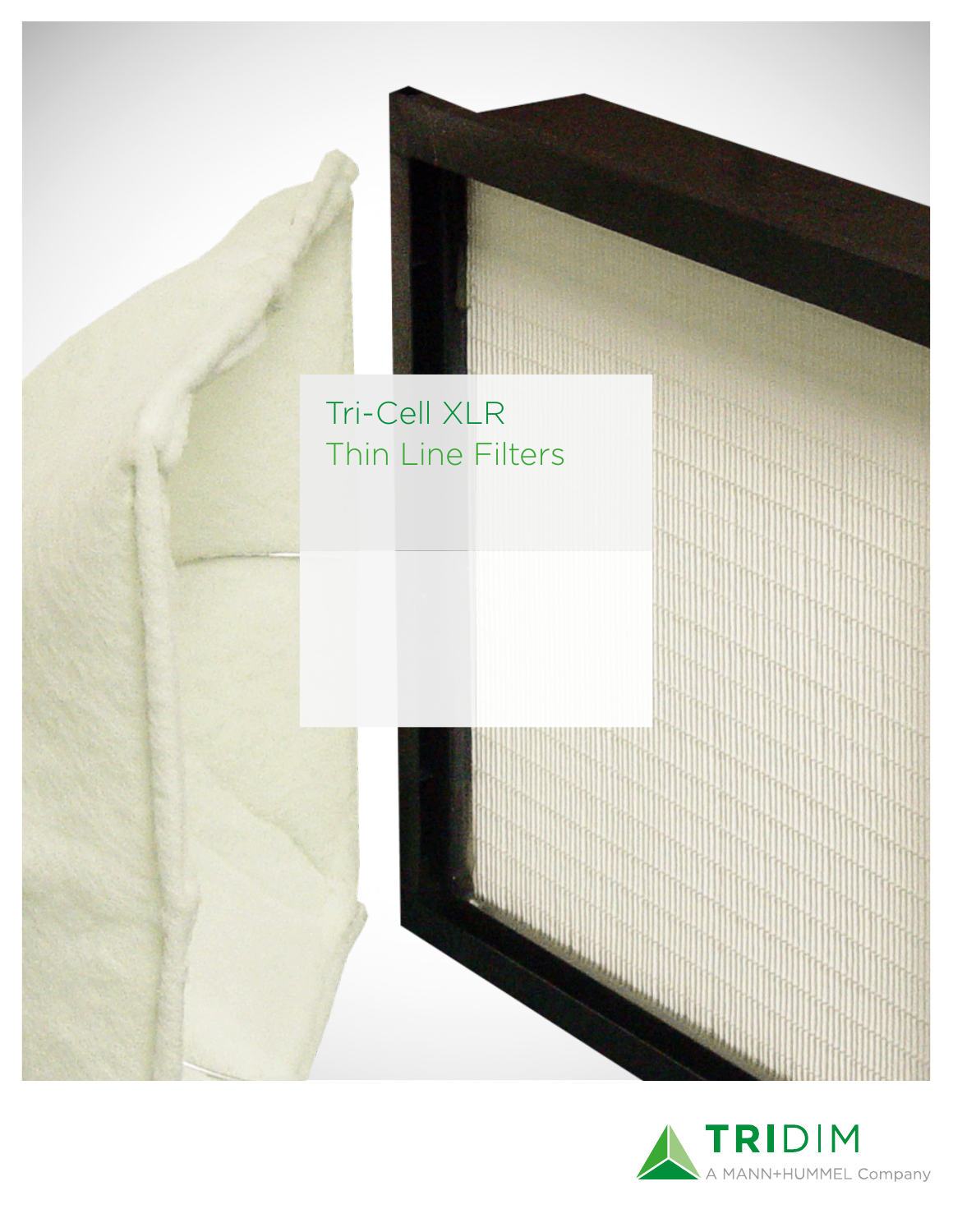# Tri-Cell XLR Thin Line Filters

TRIDIM

A MANN+HUMMEL Company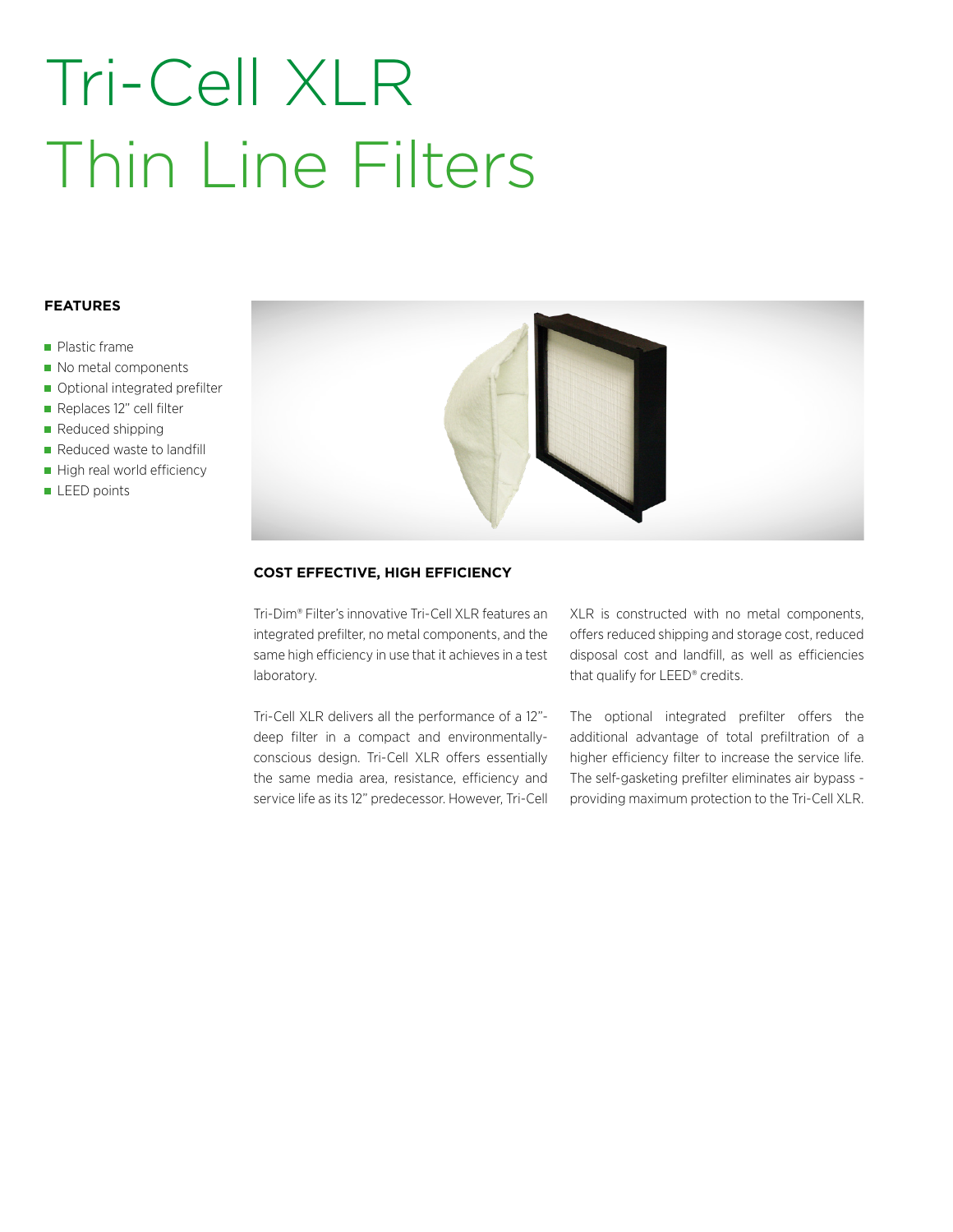# Tri-Cell XLR Thin Line Filters

**FEATURES**

- Plastic frame
- No metal components
- Optional integrated prefilter
- Replaces 12" cell filter
- Reduced shipping
- Reduced waste to landfill
- High real world efficiency
- LEED points

**COST EFFECTIVE, HIGH EFFICIENCY**

Tri-Dim® Filter's innovative Tri-Cell XLR features an integrated prefilter, no metal components, and the same high efficiency in use that it achieves in a test laboratory.

Tri-Cell XLR delivers all the performance of a 12"-deep filter in a compact and environmentally-conscious design. Tri-Cell XLR offers essentially the same media area, resistance, efficiency and service life as its 12" predecessor. However, Tri-Cell XLR is constructed with no metal components, offers reduced shipping and storage cost, reduced disposal cost and landfill, as well as efficiencies that qualify for LEED® credits.

The optional integrated prefilter offers the additional advantage of total prefiltration of a higher efficiency filter to increase the service life. The self-gasketing prefilter eliminates air bypass - providing maximum protection to the Tri-Cell XLR.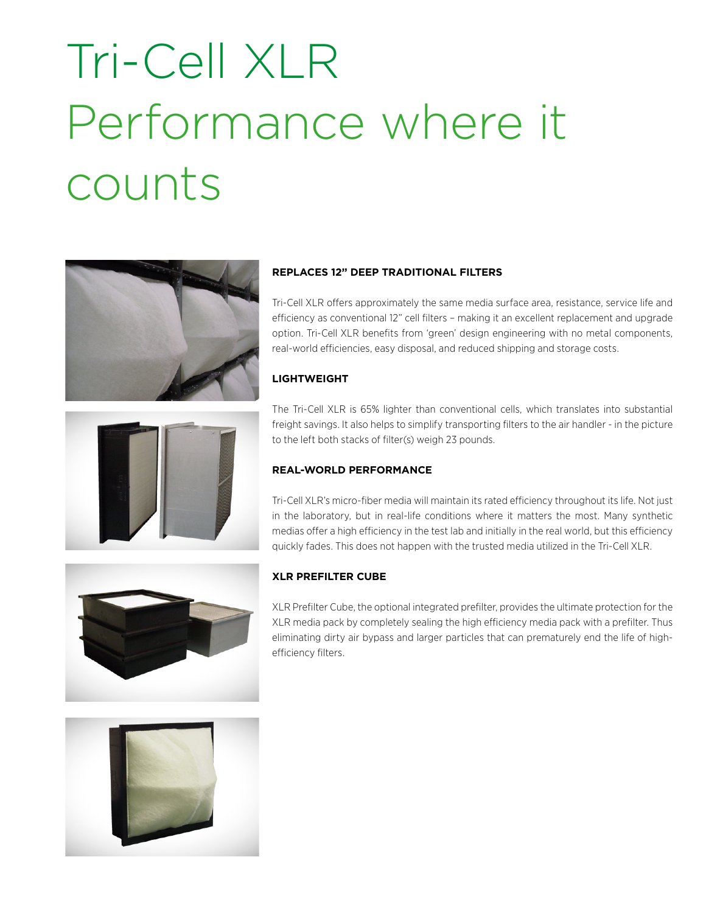# Tri-Cell XLR Performance where it counts

**REPLACES 12" DEEP TRADITIONAL FILTERS**

Tri-Cell XLR offers approximately the same media surface area, resistance, service life and efficiency as conventional 12" cell filters – making it an excellent replacement and upgrade option. Tri-Cell XLR benefits from 'green' design engineering with no metal components, real-world efficiencies, easy disposal, and reduced shipping and storage costs.

**LIGHTWEIGHT**

The Tri-Cell XLR is 65% lighter than conventional cells, which translates into substantial freight savings. It also helps to simplify transporting filters to the air handler - in the picture to the left both stacks of filter(s) weigh 23 pounds.

**REAL-WORLD PERFORMANCE**

Tri-Cell XLR's micro-fiber media will maintain its rated efficiency throughout its life. Not just in the laboratory, but in real-life conditions where it matters the most. Many synthetic medias offer a high efficiency in the test lab and initially in the real world, but this efficiency quickly fades. This does not happen with the trusted media utilized in the Tri-Cell XLR.

**XLR PREFILTER CUBE**

XLR Prefilter Cube, the optional integrated prefilter, provides the ultimate protection for the XLR media pack by completely sealing the high efficiency media pack with a prefilter. Thus eliminating dirty air bypass and larger particles that can prematurely end the life of high-efficiency filters.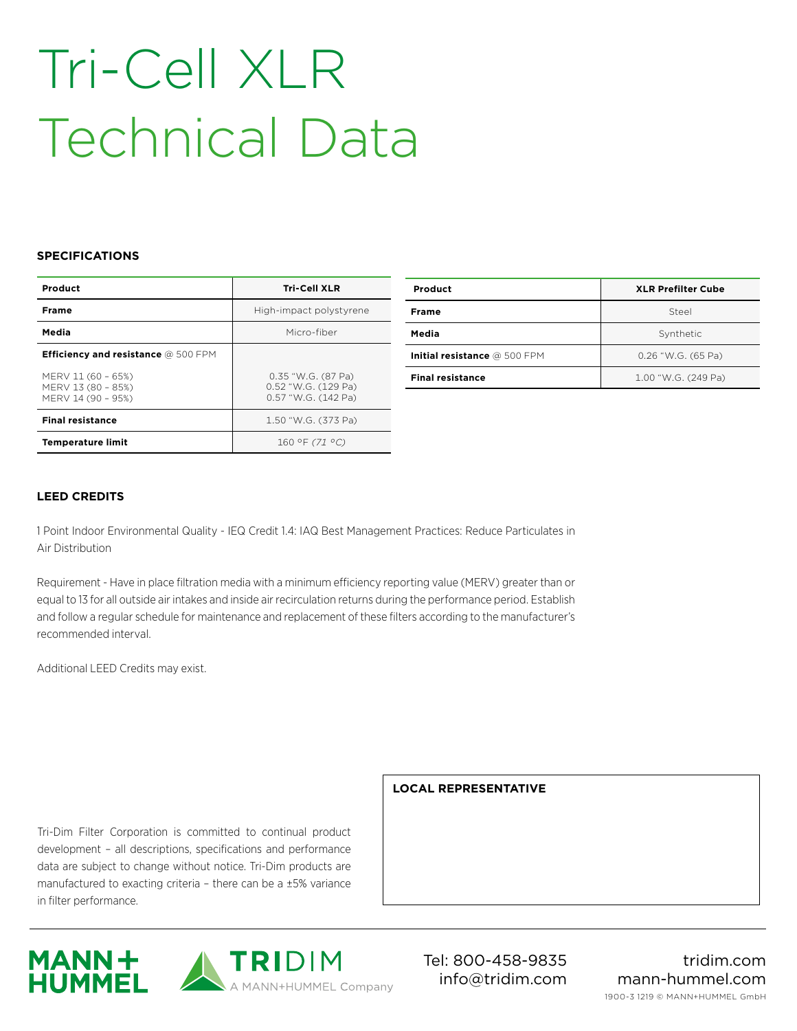# Tri-Cell XLR Technical Data

### SPECIFICATIONS

| Product | Tri-Cell XLR |
|---|---|
| **Frame** | High-impact polystyrene |
| **Media** | Micro-fiber |
| **Efficiency and resistance** @ 500 FPM | |
| MERV 11 (60 – 65%)<br>MERV 13 (80 – 85%)<br>MERV 14 (90 – 95%) | 0.35 "W.G. (87 Pa)<br>0.52 "W.G. (129 Pa)<br>0.57 "W.G. (142 Pa) |
| **Final resistance** | 1.50 "W.G. (373 Pa) |
| **Temperature limit** | 160 °F *(71 °C)* |

| Product | XLR Prefilter Cube |
|---|---|
| **Frame** | Steel |
| **Media** | Synthetic |
| **Initial resistance** @ 500 FPM | 0.26 "W.G. (65 Pa) |
| **Final resistance** | 1.00 "W.G. (249 Pa) |

### LEED CREDITS

1 Point Indoor Environmental Quality - IEQ Credit 1.4: IAQ Best Management Practices: Reduce Particulates in Air Distribution

Requirement - Have in place filtration media with a minimum efficiency reporting value (MERV) greater than or equal to 13 for all outside air intakes and inside air recirculation returns during the performance period. Establish and follow a regular schedule for maintenance and replacement of these filters according to the manufacturer's recommended interval.

Additional LEED Credits may exist.

Tri-Dim Filter Corporation is committed to continual product development – all descriptions, specifications and performance data are subject to change without notice. Tri-Dim products are manufactured to exacting criteria – there can be a ±5% variance in filter performance.

**LOCAL REPRESENTATIVE**

MANN+HUMMEL

TRIDIM A MANN+HUMMEL Company

Tel: 800-458-9835
info@tridim.com

tridim.com
mann-hummel.com

1900-3 1219 © MANN+HUMMEL GmbH